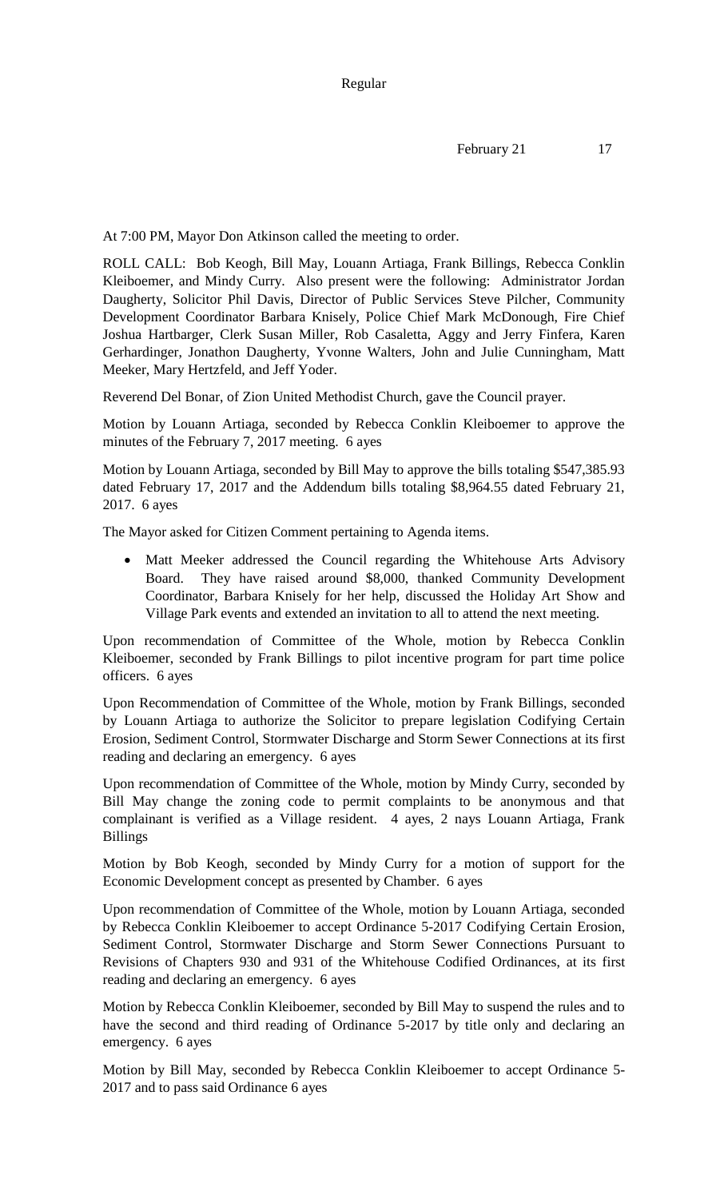At 7:00 PM, Mayor Don Atkinson called the meeting to order.

ROLL CALL: Bob Keogh, Bill May, Louann Artiaga, Frank Billings, Rebecca Conklin Kleiboemer, and Mindy Curry. Also present were the following: Administrator Jordan Daugherty, Solicitor Phil Davis, Director of Public Services Steve Pilcher, Community Development Coordinator Barbara Knisely, Police Chief Mark McDonough, Fire Chief Joshua Hartbarger, Clerk Susan Miller, Rob Casaletta, Aggy and Jerry Finfera, Karen Gerhardinger, Jonathon Daugherty, Yvonne Walters, John and Julie Cunningham, Matt Meeker, Mary Hertzfeld, and Jeff Yoder.

Reverend Del Bonar, of Zion United Methodist Church, gave the Council prayer.

Motion by Louann Artiaga, seconded by Rebecca Conklin Kleiboemer to approve the minutes of the February 7, 2017 meeting. 6 ayes

Motion by Louann Artiaga, seconded by Bill May to approve the bills totaling $547,385.93 dated February 17, 2017 and the Addendum bills totaling $8,964.55 dated February 21, 2017. 6 ayes

The Mayor asked for Citizen Comment pertaining to Agenda items.

- Matt Meeker addressed the Council regarding the Whitehouse Arts Advisory Board. They have raised around $8,000, thanked Community Development Coordinator, Barbara Knisely for her help, discussed the Holiday Art Show and Village Park events and extended an invitation to all to attend the next meeting.

Upon recommendation of Committee of the Whole, motion by Rebecca Conklin Kleiboemer, seconded by Frank Billings to pilot incentive program for part time police officers. 6 ayes

Upon Recommendation of Committee of the Whole, motion by Frank Billings, seconded by Louann Artiaga to authorize the Solicitor to prepare legislation Codifying Certain Erosion, Sediment Control, Stormwater Discharge and Storm Sewer Connections at its first reading and declaring an emergency. 6 ayes

Upon recommendation of Committee of the Whole, motion by Mindy Curry, seconded by Bill May change the zoning code to permit complaints to be anonymous and that complainant is verified as a Village resident. 4 ayes, 2 nays Louann Artiaga, Frank Billings

Motion by Bob Keogh, seconded by Mindy Curry for a motion of support for the Economic Development concept as presented by Chamber. 6 ayes

Upon recommendation of Committee of the Whole, motion by Louann Artiaga, seconded by Rebecca Conklin Kleiboemer to accept Ordinance 5-2017 Codifying Certain Erosion, Sediment Control, Stormwater Discharge and Storm Sewer Connections Pursuant to Revisions of Chapters 930 and 931 of the Whitehouse Codified Ordinances, at its first reading and declaring an emergency. 6 ayes

Motion by Rebecca Conklin Kleiboemer, seconded by Bill May to suspend the rules and to have the second and third reading of Ordinance 5-2017 by title only and declaring an emergency. 6 ayes

Motion by Bill May, seconded by Rebecca Conklin Kleiboemer to accept Ordinance 5-2017 and to pass said Ordinance 6 ayes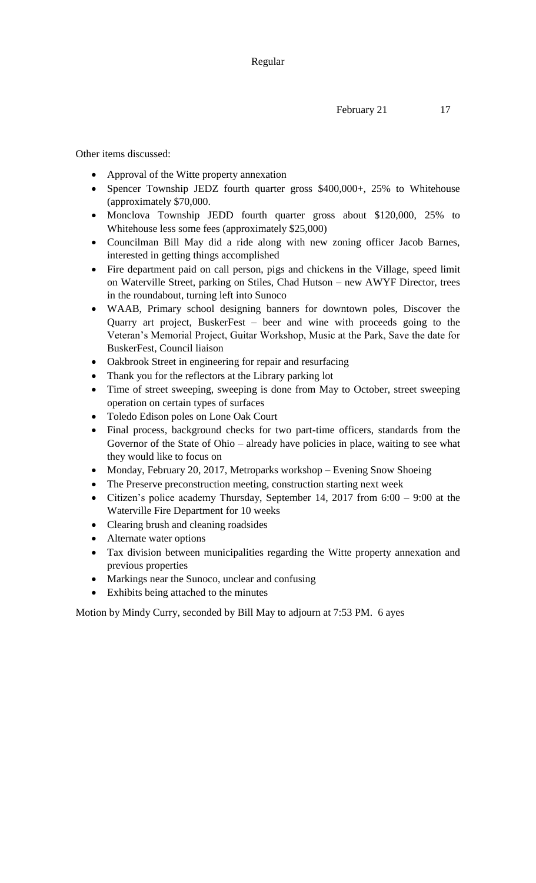Other items discussed:

- Approval of the Witte property annexation
- Spencer Township JEDZ fourth quarter gross $400,000+, 25% to Whitehouse (approximately $70,000.
- Monclova Township JEDD fourth quarter gross about $120,000, 25% to Whitehouse less some fees (approximately $25,000)
- Councilman Bill May did a ride along with new zoning officer Jacob Barnes, interested in getting things accomplished
- Fire department paid on call person, pigs and chickens in the Village, speed limit on Waterville Street, parking on Stiles, Chad Hutson – new AWYF Director, trees in the roundabout, turning left into Sunoco
- WAAB, Primary school designing banners for downtown poles, Discover the Quarry art project, BuskerFest – beer and wine with proceeds going to the Veteran's Memorial Project, Guitar Workshop, Music at the Park, Save the date for BuskerFest, Council liaison
- Oakbrook Street in engineering for repair and resurfacing
- Thank you for the reflectors at the Library parking lot
- Time of street sweeping, sweeping is done from May to October, street sweeping operation on certain types of surfaces
- Toledo Edison poles on Lone Oak Court
- Final process, background checks for two part-time officers, standards from the Governor of the State of Ohio – already have policies in place, waiting to see what they would like to focus on
- Monday, February 20, 2017, Metroparks workshop – Evening Snow Shoeing
- The Preserve preconstruction meeting, construction starting next week
- Citizen's police academy Thursday, September 14, 2017 from 6:00 – 9:00 at the Waterville Fire Department for 10 weeks
- Clearing brush and cleaning roadsides
- Alternate water options
- Tax division between municipalities regarding the Witte property annexation and previous properties
- Markings near the Sunoco, unclear and confusing
- Exhibits being attached to the minutes

Motion by Mindy Curry, seconded by Bill May to adjourn at 7:53 PM. 6 ayes